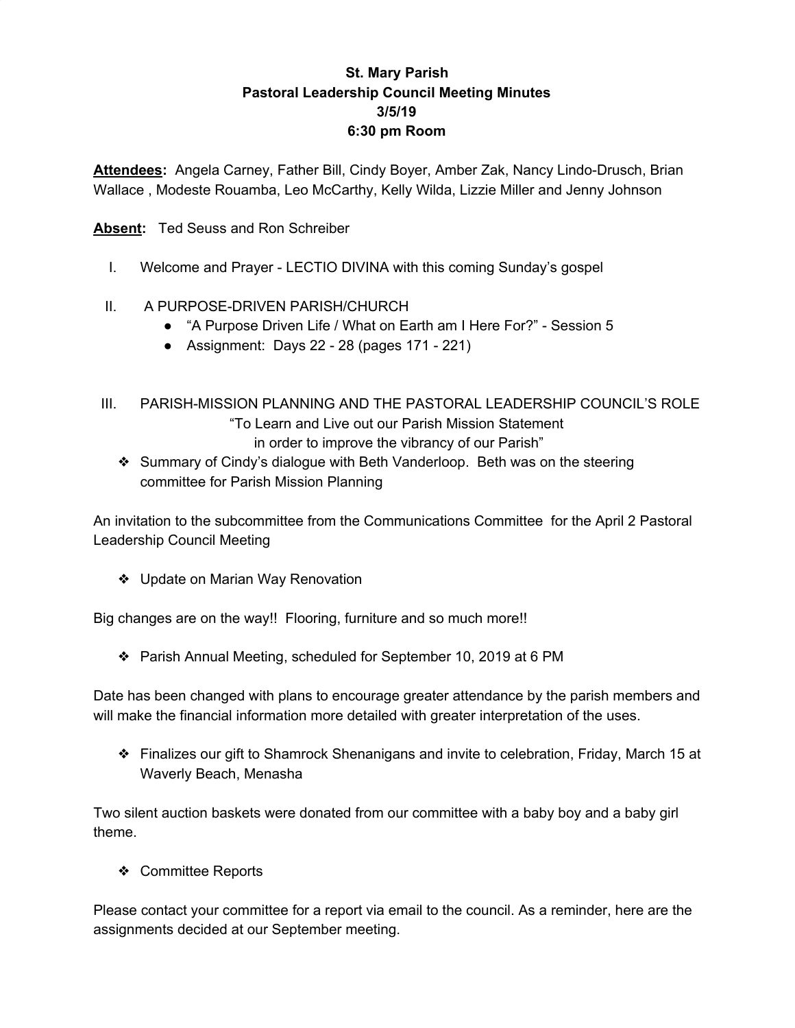**St. Mary Parish**
**Pastoral Leadership Council Meeting Minutes**
**3/5/19**
**6:30 pm Room**

**Attendees:** Angela Carney, Father Bill, Cindy Boyer, Amber Zak, Nancy Lindo-Drusch, Brian Wallace , Modeste Rouamba, Leo McCarthy, Kelly Wilda, Lizzie Miller and Jenny Johnson

**Absent:** Ted Seuss and Ron Schreiber

I. Welcome and Prayer - LECTIO DIVINA with this coming Sunday's gospel

II. A PURPOSE-DRIVEN PARISH/CHURCH
   - "A Purpose Driven Life / What on Earth am I Here For?" - Session 5
   - Assignment: Days 22 - 28 (pages 171 - 221)

III. PARISH-MISSION PLANNING AND THE PASTORAL LEADERSHIP COUNCIL'S ROLE
"To Learn and Live out our Parish Mission Statement
in order to improve the vibrancy of our Parish"

- Summary of Cindy's dialogue with Beth Vanderloop. Beth was on the steering committee for Parish Mission Planning

An invitation to the subcommittee from the Communications Committee for the April 2 Pastoral Leadership Council Meeting

- Update on Marian Way Renovation

Big changes are on the way!! Flooring, furniture and so much more!!

- Parish Annual Meeting, scheduled for September 10, 2019 at 6 PM

Date has been changed with plans to encourage greater attendance by the parish members and will make the financial information more detailed with greater interpretation of the uses.

- Finalizes our gift to Shamrock Shenanigans and invite to celebration, Friday, March 15 at Waverly Beach, Menasha

Two silent auction baskets were donated from our committee with a baby boy and a baby girl theme.

- Committee Reports

Please contact your committee for a report via email to the council. As a reminder, here are the assignments decided at our September meeting.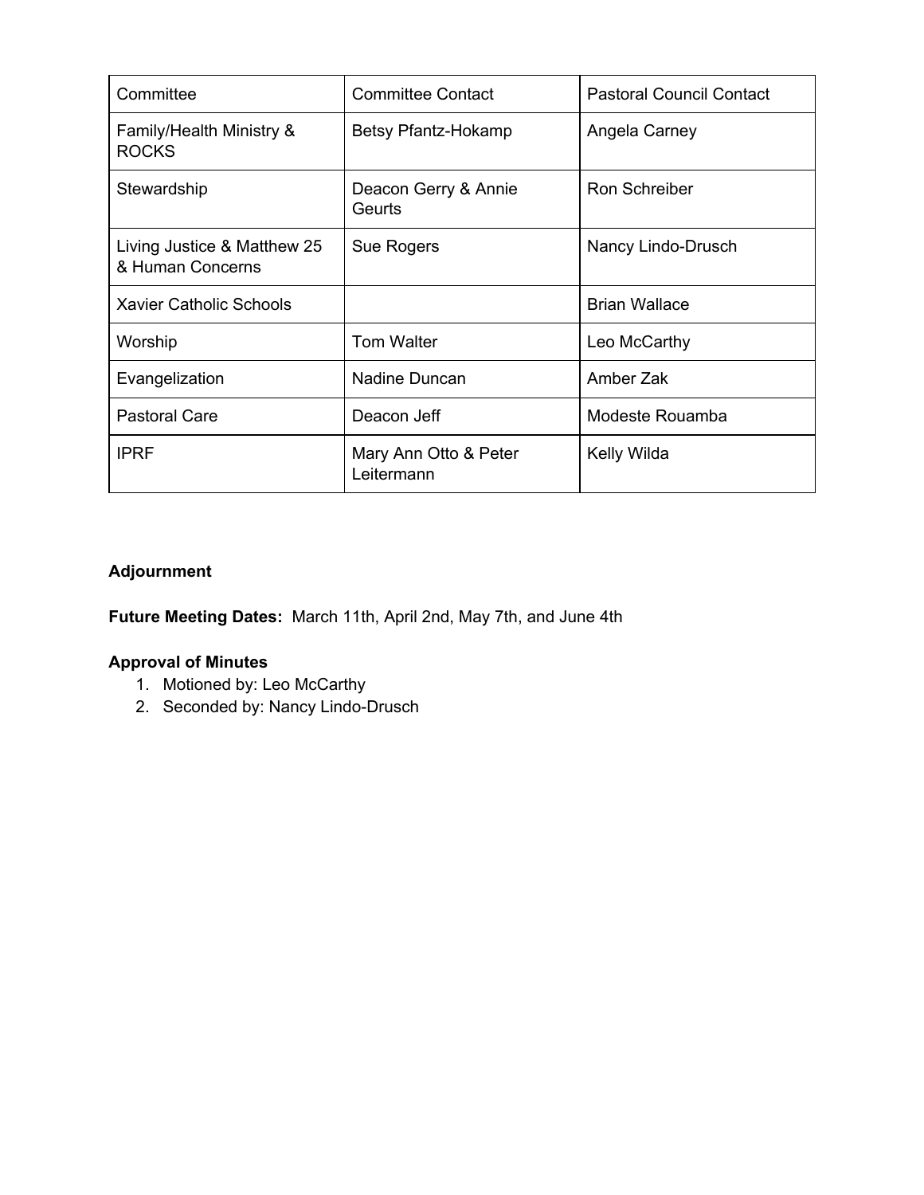| Committee | Committee Contact | Pastoral Council Contact |
| --- | --- | --- |
| Family/Health Ministry & ROCKS | Betsy Pfantz-Hokamp | Angela Carney |
| Stewardship | Deacon Gerry & Annie Geurts | Ron Schreiber |
| Living Justice & Matthew 25 & Human Concerns | Sue Rogers | Nancy Lindo-Drusch |
| Xavier Catholic Schools | | Brian Wallace |
| Worship | Tom Walter | Leo McCarthy |
| Evangelization | Nadine Duncan | Amber Zak |
| Pastoral Care | Deacon Jeff | Modeste Rouamba |
| IPRF | Mary Ann Otto & Peter Leitermann | Kelly Wilda |

**Adjournment**

**Future Meeting Dates:** March 11th, April 2nd, May 7th, and June 4th

**Approval of Minutes**

1. Motioned by: Leo McCarthy
2. Seconded by: Nancy Lindo-Drusch